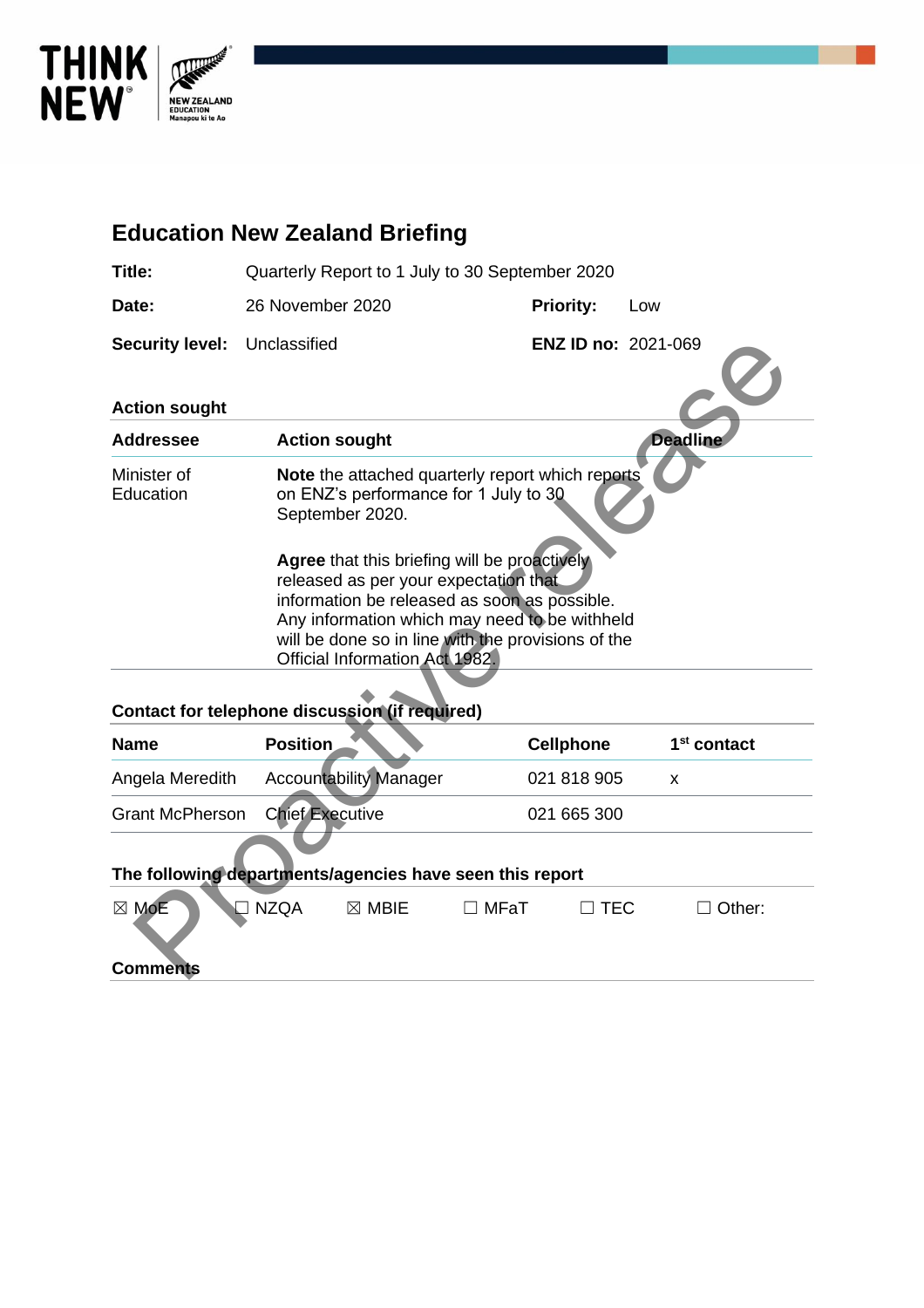# Education New Zealand Briefing

| | | | |
|---|---|---|---|
| **Title:** | Quarterly Report to 1 July to 30 September 2020 | | |
| **Date:** | 26 November 2020 | **Priority:** | Low |
| **Security level:** | Unclassified | **ENZ ID no:** | 2021-069 |

## Action sought

| Addressee | Action sought | Deadline |
|---|---|---|
| Minister of Education | **Note** the attached quarterly report which reports on ENZ's performance for 1 July to 30 September 2020.<br><br>**Agree** that this briefing will be proactively released as per your expectation that information be released as soon as possible. Any information which may need to be withheld will be done so in line with the provisions of the Official Information Act 1982. | |

## Contact for telephone discussion (if required)

| Name | Position | Cellphone | 1st contact |
|---|---|---|---|
| Angela Meredith | Accountability Manager | 021 818 905 | x |
| Grant McPherson | Chief Executive | 021 665 300 | |

## The following departments/agencies have seen this report

☒ MoE ☐ NZQA ☒ MBIE ☐ MFaT ☐ TEC ☐ Other:

## Comments

Proactive release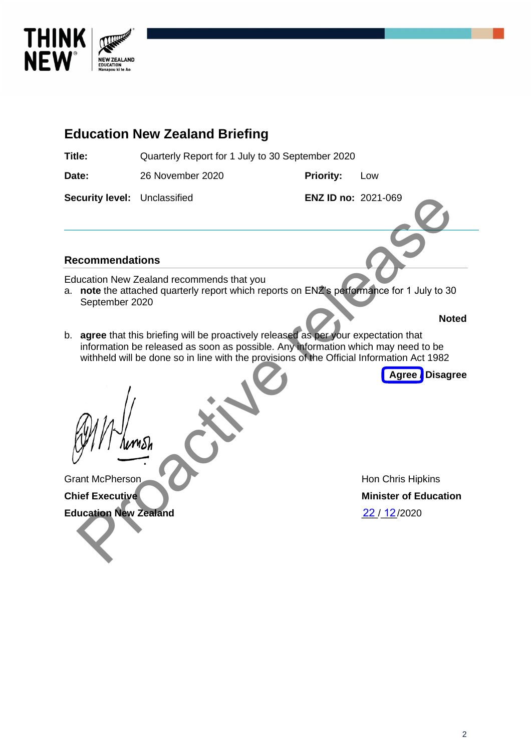# Education New Zealand Briefing

| | | | |
|---|---|---|---|
| **Title:** | Quarterly Report for 1 July to 30 September 2020 | | |
| **Date:** | 26 November 2020 | **Priority:** | Low |
| **Security level:** | Unclassified | **ENZ ID no:** | 2021-069 |

## Recommendations

Education New Zealand recommends that you

a. **note** the attached quarterly report which reports on ENZ's performance for 1 July to 30 September 2020

**Noted**

b. **agree** that this briefing will be proactively released as per your expectation that information be released as soon as possible. Any information which may need to be withheld will be done so in line with the provisions of the Official Information Act 1982

**Agree** / **Disagree**

Grant McPherson
**Chief Executive**
**Education New Zealand**

Hon Chris Hipkins
**Minister of Education**
22 / 12 /2020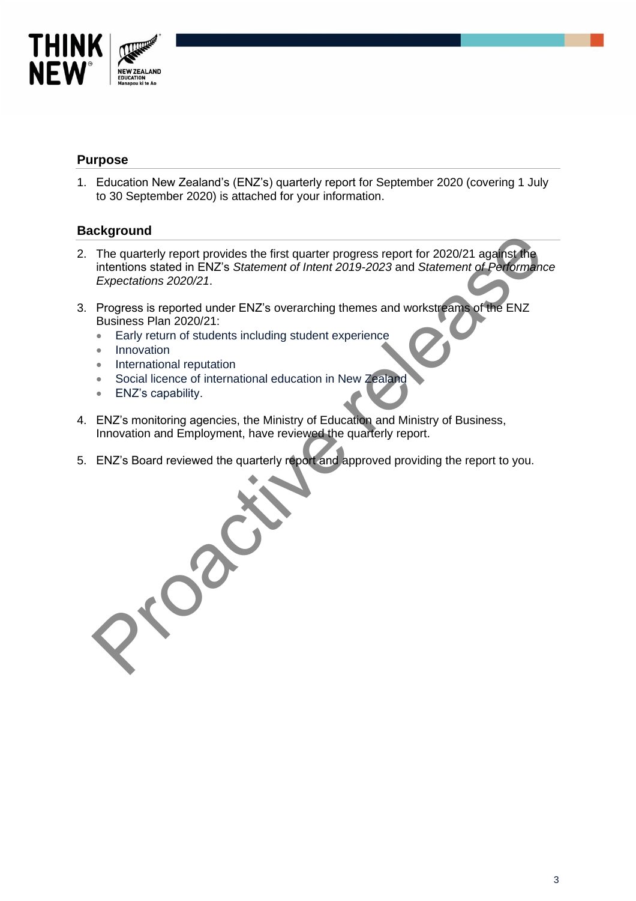## Purpose

1. Education New Zealand's (ENZ's) quarterly report for September 2020 (covering 1 July to 30 September 2020) is attached for your information.

## Background

2. The quarterly report provides the first quarter progress report for 2020/21 against the intentions stated in ENZ's *Statement of Intent 2019-2023* and *Statement of Performance Expectations 2020/21*.

3. Progress is reported under ENZ's overarching themes and workstreams of the ENZ Business Plan 2020/21:
   - Early return of students including student experience
   - Innovation
   - International reputation
   - Social licence of international education in New Zealand
   - ENZ's capability.

4. ENZ's monitoring agencies, the Ministry of Education and Ministry of Business, Innovation and Employment, have reviewed the quarterly report.

5. ENZ's Board reviewed the quarterly report and approved providing the report to you.